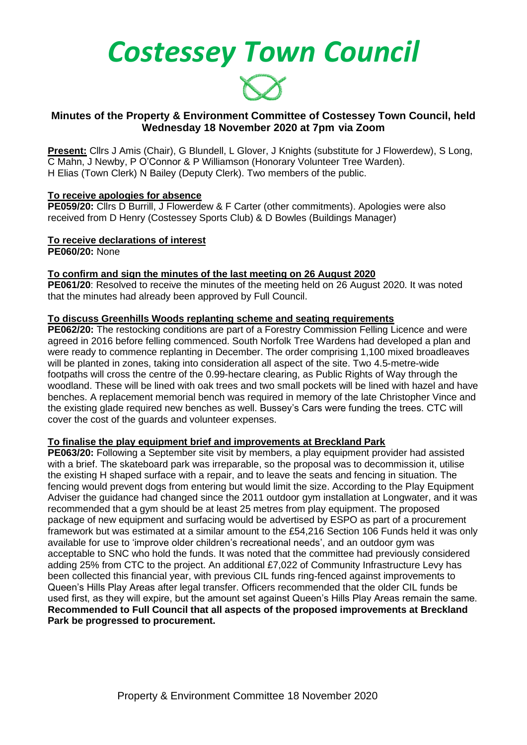# Costessey Town Council

## Minutes of the Property & Environment Committee of Costessey Town Council, held Wednesday 18 November 2020 at 7pm via Zoom

**Present:** Cllrs J Amis (Chair), G Blundell, L Glover, J Knights (substitute for J Flowerdew), S Long, C Mahn, J Newby, P O'Connor & P Williamson (Honorary Volunteer Tree Warden). H Elias (Town Clerk) N Bailey (Deputy Clerk). Two members of the public.

**To receive apologies for absence**

**PE059/20:** Cllrs D Burrill, J Flowerdew & F Carter (other commitments). Apologies were also received from D Henry (Costessey Sports Club) & D Bowles (Buildings Manager)

**To receive declarations of interest**

**PE060/20:** None

**To confirm and sign the minutes of the last meeting on 26 August 2020**

**PE061/20**: Resolved to receive the minutes of the meeting held on 26 August 2020. It was noted that the minutes had already been approved by Full Council.

**To discuss Greenhills Woods replanting scheme and seating requirements**

**PE062/20:** The restocking conditions are part of a Forestry Commission Felling Licence and were agreed in 2016 before felling commenced. South Norfolk Tree Wardens had developed a plan and were ready to commence replanting in December. The order comprising 1,100 mixed broadleaves will be planted in zones, taking into consideration all aspect of the site. Two 4.5-metre-wide footpaths will cross the centre of the 0.99-hectare clearing, as Public Rights of Way through the woodland. These will be lined with oak trees and two small pockets will be lined with hazel and have benches. A replacement memorial bench was required in memory of the late Christopher Vince and the existing glade required new benches as well. Bussey's Cars were funding the trees. CTC will cover the cost of the guards and volunteer expenses.

**To finalise the play equipment brief and improvements at Breckland Park**

**PE063/20:** Following a September site visit by members, a play equipment provider had assisted with a brief. The skateboard park was irreparable, so the proposal was to decommission it, utilise the existing H shaped surface with a repair, and to leave the seats and fencing in situation. The fencing would prevent dogs from entering but would limit the size. According to the Play Equipment Adviser the guidance had changed since the 2011 outdoor gym installation at Longwater, and it was recommended that a gym should be at least 25 metres from play equipment. The proposed package of new equipment and surfacing would be advertised by ESPO as part of a procurement framework but was estimated at a similar amount to the £54,216 Section 106 Funds held it was only available for use to 'improve older children's recreational needs', and an outdoor gym was acceptable to SNC who hold the funds. It was noted that the committee had previously considered adding 25% from CTC to the project. An additional £7,022 of Community Infrastructure Levy has been collected this financial year, with previous CIL funds ring-fenced against improvements to Queen's Hills Play Areas after legal transfer. Officers recommended that the older CIL funds be used first, as they will expire, but the amount set against Queen's Hills Play Areas remain the same. **Recommended to Full Council that all aspects of the proposed improvements at Breckland Park be progressed to procurement.**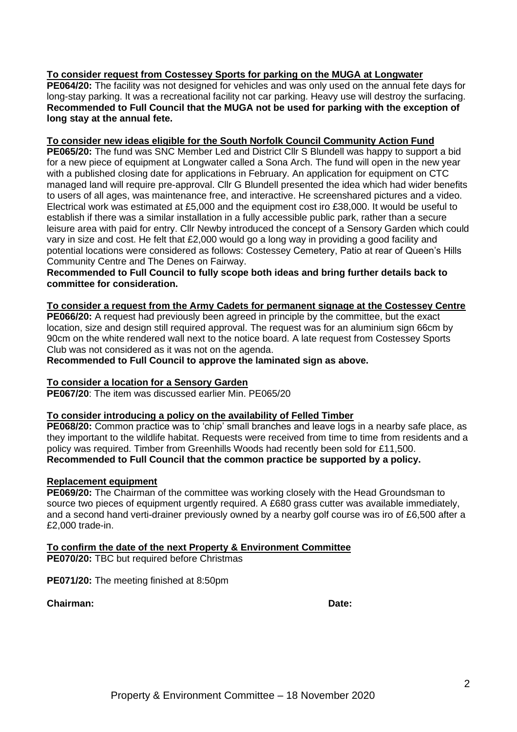**To consider request from Costessey Sports for parking on the MUGA at Longwater**

**PE064/20:** The facility was not designed for vehicles and was only used on the annual fete days for long-stay parking. It was a recreational facility not car parking. Heavy use will destroy the surfacing. **Recommended to Full Council that the MUGA not be used for parking with the exception of long stay at the annual fete.**

**To consider new ideas eligible for the South Norfolk Council Community Action Fund**

**PE065/20:** The fund was SNC Member Led and District Cllr S Blundell was happy to support a bid for a new piece of equipment at Longwater called a Sona Arch. The fund will open in the new year with a published closing date for applications in February. An application for equipment on CTC managed land will require pre-approval. Cllr G Blundell presented the idea which had wider benefits to users of all ages, was maintenance free, and interactive. He screenshared pictures and a video. Electrical work was estimated at £5,000 and the equipment cost iro £38,000. It would be useful to establish if there was a similar installation in a fully accessible public park, rather than a secure leisure area with paid for entry. Cllr Newby introduced the concept of a Sensory Garden which could vary in size and cost. He felt that £2,000 would go a long way in providing a good facility and potential locations were considered as follows: Costessey Cemetery, Patio at rear of Queen's Hills Community Centre and The Denes on Fairway.

**Recommended to Full Council to fully scope both ideas and bring further details back to committee for consideration.**

**To consider a request from the Army Cadets for permanent signage at the Costessey Centre**

**PE066/20:** A request had previously been agreed in principle by the committee, but the exact location, size and design still required approval. The request was for an aluminium sign 66cm by 90cm on the white rendered wall next to the notice board. A late request from Costessey Sports Club was not considered as it was not on the agenda.

**Recommended to Full Council to approve the laminated sign as above.**

**To consider a location for a Sensory Garden**

**PE067/20**: The item was discussed earlier Min. PE065/20

**To consider introducing a policy on the availability of Felled Timber**

**PE068/20:** Common practice was to 'chip' small branches and leave logs in a nearby safe place, as they important to the wildlife habitat. Requests were received from time to time from residents and a policy was required. Timber from Greenhills Woods had recently been sold for £11,500.

**Recommended to Full Council that the common practice be supported by a policy.**

**Replacement equipment**

**PE069/20:** The Chairman of the committee was working closely with the Head Groundsman to source two pieces of equipment urgently required. A £680 grass cutter was available immediately, and a second hand verti-drainer previously owned by a nearby golf course was iro of £6,500 after a £2,000 trade-in.

**To confirm the date of the next Property & Environment Committee**

**PE070/20:** TBC but required before Christmas

**PE071/20:** The meeting finished at 8:50pm

**Chairman:** **Date:**